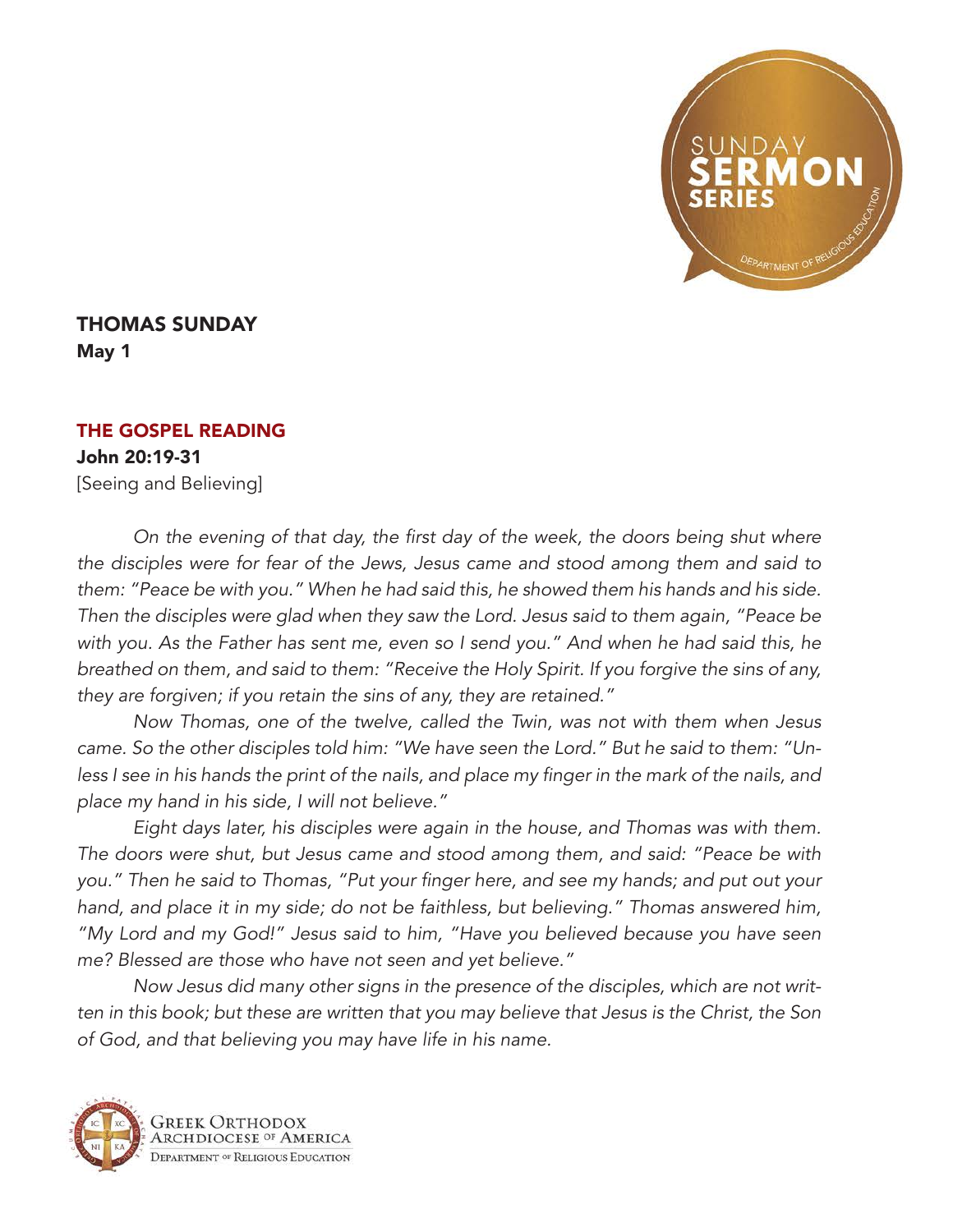# THOMAS SUNDAY

**May 1**

## THE GOSPEL READING

**John 20:19-31**

[Seeing and Believing]

*On the evening of that day, the first day of the week, the doors being shut where the disciples were for fear of the Jews, Jesus came and stood among them and said to them: "Peace be with you." When he had said this, he showed them his hands and his side. Then the disciples were glad when they saw the Lord. Jesus said to them again, "Peace be with you. As the Father has sent me, even so I send you." And when he had said this, he breathed on them, and said to them: "Receive the Holy Spirit. If you forgive the sins of any, they are forgiven; if you retain the sins of any, they are retained."*

*Now Thomas, one of the twelve, called the Twin, was not with them when Jesus came. So the other disciples told him: "We have seen the Lord." But he said to them: "Unless I see in his hands the print of the nails, and place my finger in the mark of the nails, and place my hand in his side, I will not believe."*

*Eight days later, his disciples were again in the house, and Thomas was with them. The doors were shut, but Jesus came and stood among them, and said: "Peace be with you." Then he said to Thomas, "Put your finger here, and see my hands; and put out your hand, and place it in my side; do not be faithless, but believing." Thomas answered him, "My Lord and my God!" Jesus said to him, "Have you believed because you have seen me? Blessed are those who have not seen and yet believe."*

*Now Jesus did many other signs in the presence of the disciples, which are not written in this book; but these are written that you may believe that Jesus is the Christ, the Son of God, and that believing you may have life in his name.*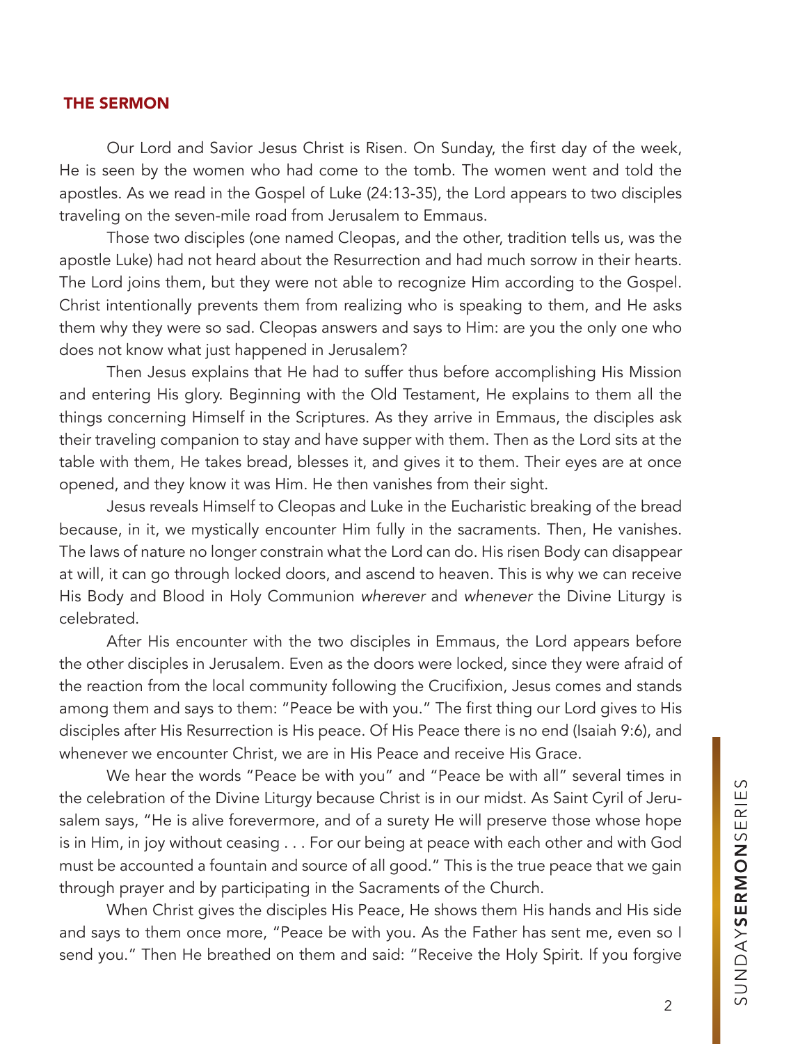## THE SERMON

Our Lord and Savior Jesus Christ is Risen. On Sunday, the first day of the week, He is seen by the women who had come to the tomb. The women went and told the apostles. As we read in the Gospel of Luke (24:13-35), the Lord appears to two disciples traveling on the seven-mile road from Jerusalem to Emmaus.

Those two disciples (one named Cleopas, and the other, tradition tells us, was the apostle Luke) had not heard about the Resurrection and had much sorrow in their hearts. The Lord joins them, but they were not able to recognize Him according to the Gospel. Christ intentionally prevents them from realizing who is speaking to them, and He asks them why they were so sad. Cleopas answers and says to Him: are you the only one who does not know what just happened in Jerusalem?

Then Jesus explains that He had to suffer thus before accomplishing His Mission and entering His glory. Beginning with the Old Testament, He explains to them all the things concerning Himself in the Scriptures. As they arrive in Emmaus, the disciples ask their traveling companion to stay and have supper with them. Then as the Lord sits at the table with them, He takes bread, blesses it, and gives it to them. Their eyes are at once opened, and they know it was Him. He then vanishes from their sight.

Jesus reveals Himself to Cleopas and Luke in the Eucharistic breaking of the bread because, in it, we mystically encounter Him fully in the sacraments. Then, He vanishes. The laws of nature no longer constrain what the Lord can do. His risen Body can disappear at will, it can go through locked doors, and ascend to heaven. This is why we can receive His Body and Blood in Holy Communion *wherever* and *whenever* the Divine Liturgy is celebrated.

After His encounter with the two disciples in Emmaus, the Lord appears before the other disciples in Jerusalem. Even as the doors were locked, since they were afraid of the reaction from the local community following the Crucifixion, Jesus comes and stands among them and says to them: "Peace be with you." The first thing our Lord gives to His disciples after His Resurrection is His peace. Of His Peace there is no end (Isaiah 9:6), and whenever we encounter Christ, we are in His Peace and receive His Grace.

We hear the words "Peace be with you" and "Peace be with all" several times in the celebration of the Divine Liturgy because Christ is in our midst. As Saint Cyril of Jerusalem says, "He is alive forevermore, and of a surety He will preserve those whose hope is in Him, in joy without ceasing . . . For our being at peace with each other and with God must be accounted a fountain and source of all good." This is the true peace that we gain through prayer and by participating in the Sacraments of the Church.

When Christ gives the disciples His Peace, He shows them His hands and His side and says to them once more, "Peace be with you. As the Father has sent me, even so I send you." Then He breathed on them and said: "Receive the Holy Spirit. If you forgive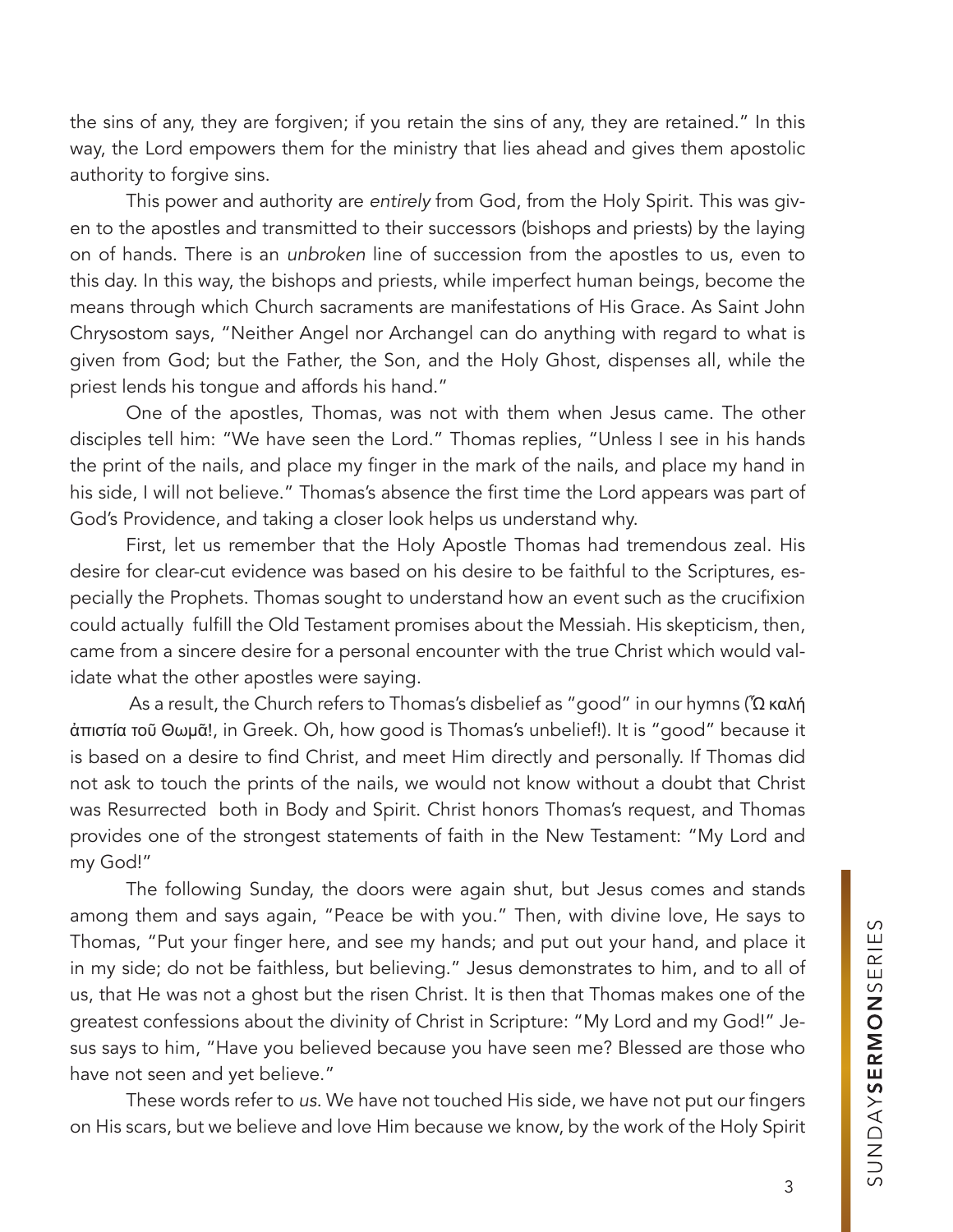the sins of any, they are forgiven; if you retain the sins of any, they are retained." In this way, the Lord empowers them for the ministry that lies ahead and gives them apostolic authority to forgive sins.

This power and authority are *entirely* from God, from the Holy Spirit. This was given to the apostles and transmitted to their successors (bishops and priests) by the laying on of hands. There is an *unbroken* line of succession from the apostles to us, even to this day. In this way, the bishops and priests, while imperfect human beings, become the means through which Church sacraments are manifestations of His Grace. As Saint John Chrysostom says, "Neither Angel nor Archangel can do anything with regard to what is given from God; but the Father, the Son, and the Holy Ghost, dispenses all, while the priest lends his tongue and affords his hand."

One of the apostles, Thomas, was not with them when Jesus came. The other disciples tell him: "We have seen the Lord." Thomas replies, "Unless I see in his hands the print of the nails, and place my finger in the mark of the nails, and place my hand in his side, I will not believe." Thomas's absence the first time the Lord appears was part of God's Providence, and taking a closer look helps us understand why.

First, let us remember that the Holy Apostle Thomas had tremendous zeal. His desire for clear-cut evidence was based on his desire to be faithful to the Scriptures, especially the Prophets. Thomas sought to understand how an event such as the crucifixion could actually fulfill the Old Testament promises about the Messiah. His skepticism, then, came from a sincere desire for a personal encounter with the true Christ which would validate what the other apostles were saying.

As a result, the Church refers to Thomas's disbelief as "good" in our hymns (Ὢ καλή ἀπιστία τοῦ Θωμᾶ!, in Greek. Oh, how good is Thomas's unbelief!). It is "good" because it is based on a desire to find Christ, and meet Him directly and personally. If Thomas did not ask to touch the prints of the nails, we would not know without a doubt that Christ was Resurrected both in Body and Spirit. Christ honors Thomas's request, and Thomas provides one of the strongest statements of faith in the New Testament: "My Lord and my God!"

The following Sunday, the doors were again shut, but Jesus comes and stands among them and says again, "Peace be with you." Then, with divine love, He says to Thomas, "Put your finger here, and see my hands; and put out your hand, and place it in my side; do not be faithless, but believing." Jesus demonstrates to him, and to all of us, that He was not a ghost but the risen Christ. It is then that Thomas makes one of the greatest confessions about the divinity of Christ in Scripture: "My Lord and my God!" Jesus says to him, "Have you believed because you have seen me? Blessed are those who have not seen and yet believe."

These words refer to *us*. We have not touched His side, we have not put our fingers on His scars, but we believe and love Him because we know, by the work of the Holy Spirit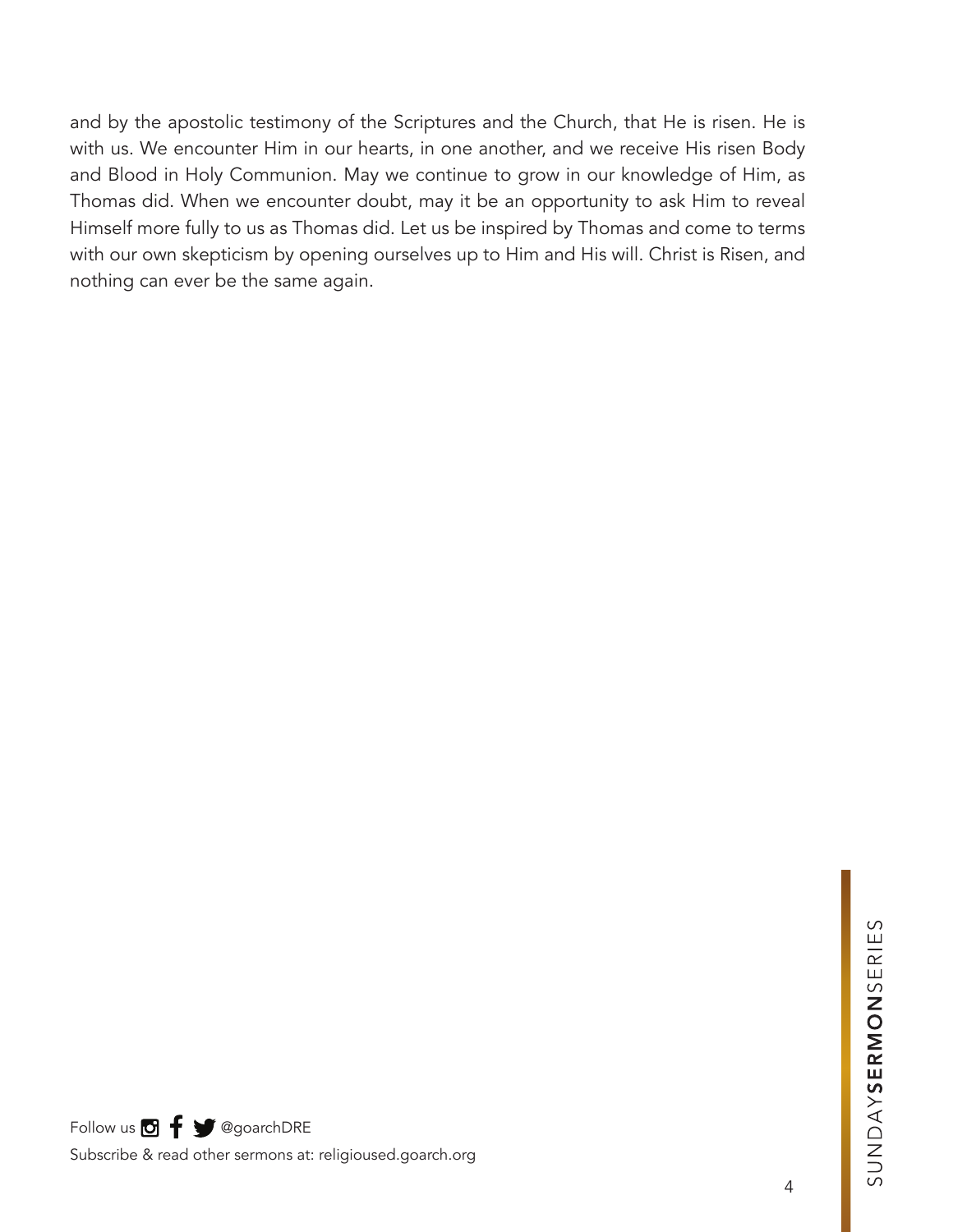and by the apostolic testimony of the Scriptures and the Church, that He is risen. He is with us. We encounter Him in our hearts, in one another, and we receive His risen Body and Blood in Holy Communion. May we continue to grow in our knowledge of Him, as Thomas did. When we encounter doubt, may it be an opportunity to ask Him to reveal Himself more fully to us as Thomas did. Let us be inspired by Thomas and come to terms with our own skepticism by opening ourselves up to Him and His will. Christ is Risen, and nothing can ever be the same again.

Follow us @goarchDRE

Subscribe & read other sermons at: religioused.goarch.org